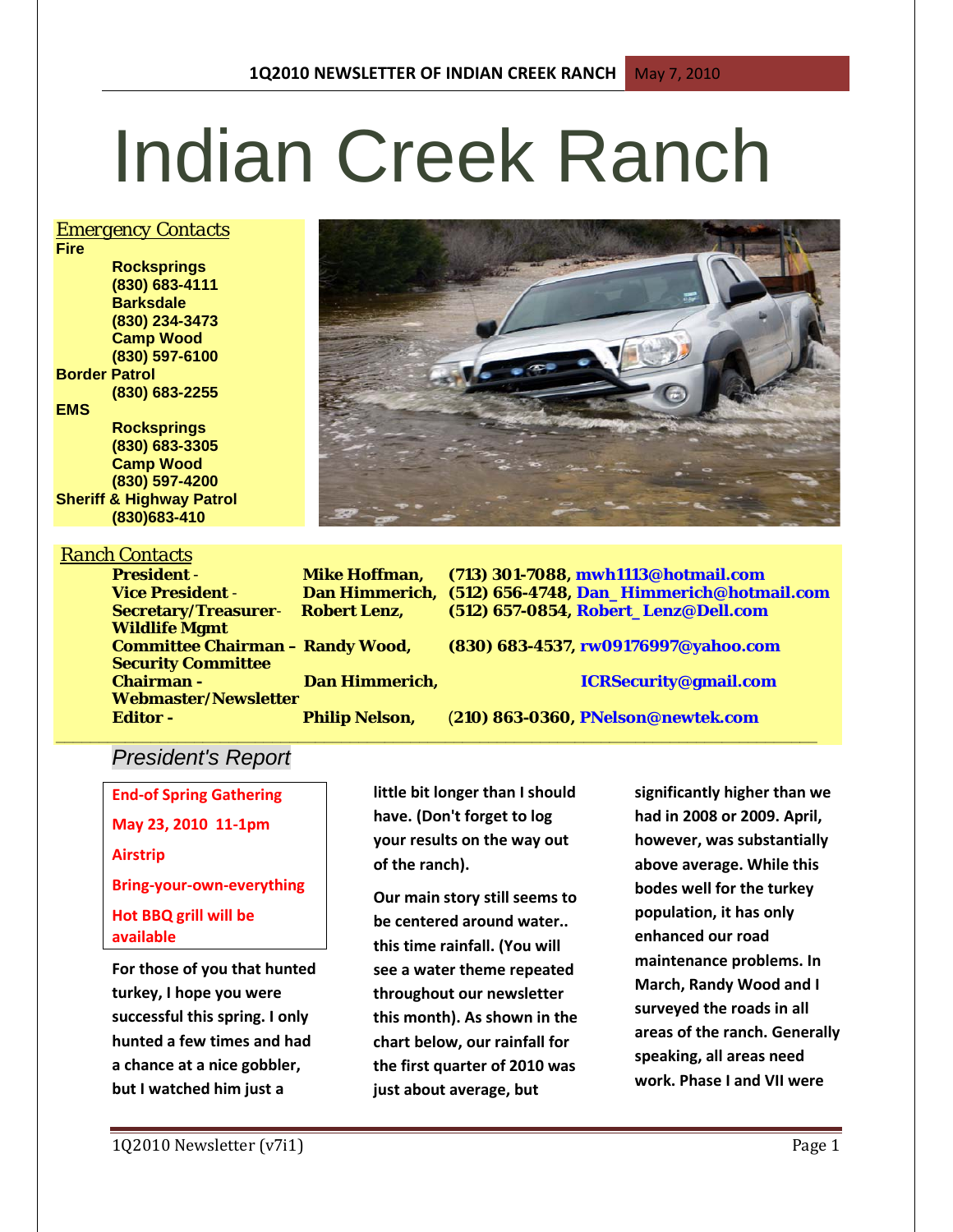# Indian Creek Ranch

*Emergency Contacts*

**Fire**
- **Rocksprings** (830) 683-4111
- **Barksdale** (830) 234-3473
- **Camp Wood** (830) 597-6100

**Border Patrol**
- (830) 683-2255

**EMS**
- **Rocksprings** (830) 683-3305
- **Camp Wood** (830) 597-4200

**Sheriff & Highway Patrol**
- (830)683-410

*Ranch Contacts*

| Position | Name | Contact |
|---|---|---|
| **President -** | **Mike Hoffman,** | **(713) 301-7088, mwh1113@hotmail.com** |
| **Vice President -** | **Dan Himmerich,** | **(512) 656-4748, Dan_Himmerich@hotmail.com** |
| **Secretary/Treasurer-** | **Robert Lenz,** | **(512) 657-0854, Robert_Lenz@Dell.com** |
| **Wildlife Mgmt Committee Chairman –** | **Randy Wood,** | **(830) 683-4537, rw09176997@yahoo.com** |
| **Security Committee Chairman -** | **Dan Himmerich,** | **ICRSecurity@gmail.com** |
| **Webmaster/Newsletter Editor -** | **Philip Nelson,** | **(210) 863-0360, PNelson@newtek.com** |

## *President's Report*

**End-of Spring Gathering**
**May 23, 2010 11-1pm**
**Airstrip**
**Bring-your-own-everything**
**Hot BBQ grill will be available**

**For those of you that hunted turkey, I hope you were successful this spring. I only hunted a few times and had a chance at a nice gobbler, but I watched him just a little bit longer than I should have. (Don't forget to log your results on the way out of the ranch).**

**Our main story still seems to be centered around water.. this time rainfall. (You will see a water theme repeated throughout our newsletter this month). As shown in the chart below, our rainfall for the first quarter of 2010 was just about average, but significantly higher than we had in 2008 or 2009. April, however, was substantially above average. While this bodes well for the turkey population, it has only enhanced our road maintenance problems. In March, Randy Wood and I surveyed the roads in all areas of the ranch. Generally speaking, all areas need work. Phase I and VII were**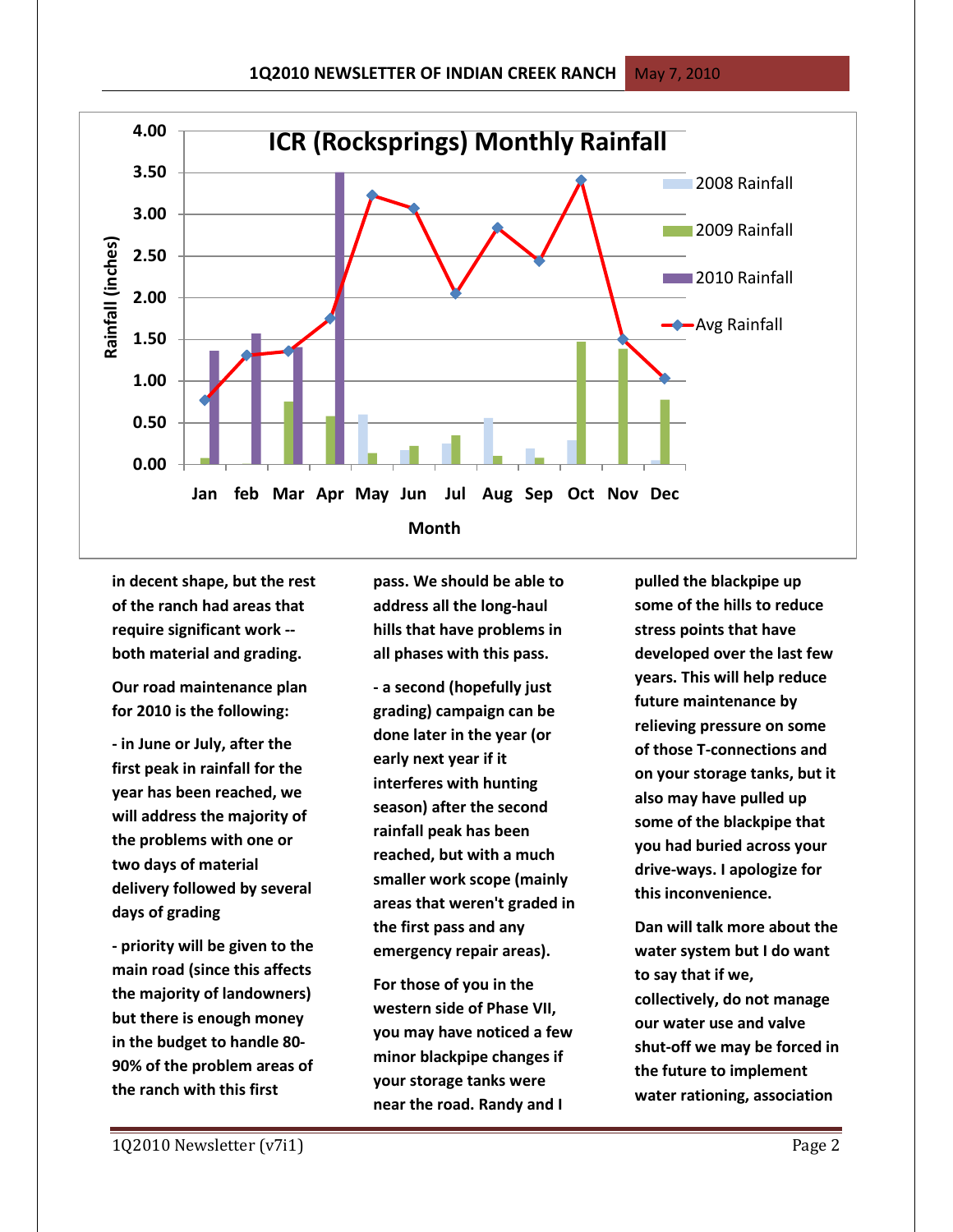in decent shape, but the rest of the ranch had areas that require significant work -- both material and grading.

Our road maintenance plan for 2010 is the following:

- in June or July, after the first peak in rainfall for the year has been reached, we will address the majority of the problems with one or two days of material delivery followed by several days of grading

- priority will be given to the main road (since this affects the majority of landowners) but there is enough money in the budget to handle 80-90% of the problem areas of the ranch with this first pass. We should be able to address all the long-haul hills that have problems in all phases with this pass.

- a second (hopefully just grading) campaign can be done later in the year (or early next year if it interferes with hunting season) after the second rainfall peak has been reached, but with a much smaller work scope (mainly areas that weren't graded in the first pass and any emergency repair areas).

For those of you in the western side of Phase VII, you may have noticed a few minor blackpipe changes if your storage tanks were near the road. Randy and I pulled the blackpipe up some of the hills to reduce stress points that have developed over the last few years. This will help reduce future maintenance by relieving pressure on some of those T-connections and on your storage tanks, but it also may have pulled up some of the blackpipe that you had buried across your drive-ways. I apologize for this inconvenience.

Dan will talk more about the water system but I do want to say that if we, collectively, do not manage our water use and valve shut-off we may be forced in the future to implement water rationing, association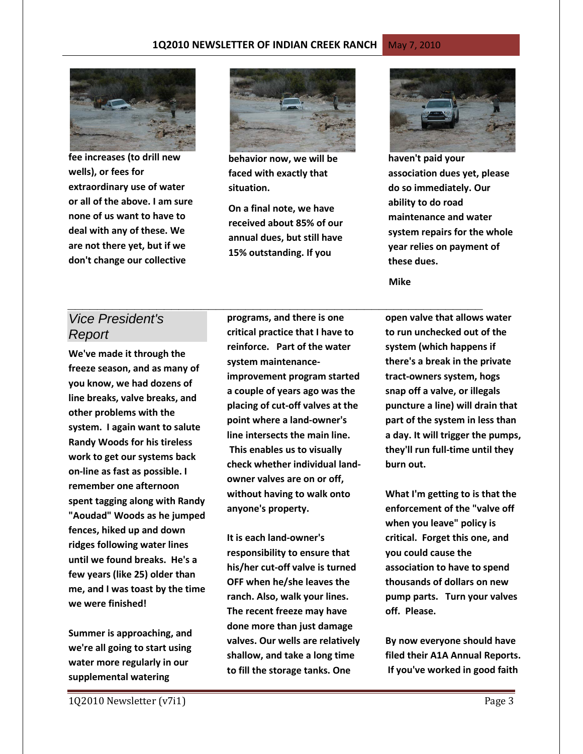**fee increases (to drill new wells), or fees for extraordinary use of water or all of the above. I am sure none of us want to have to deal with any of these. We are not there yet, but if we don't change our collective behavior now, we will be faced with exactly that situation.**

**On a final note, we have received about 85% of our annual dues, but still have 15% outstanding. If you haven't paid your association dues yet, please do so immediately. Our ability to do road maintenance and water system repairs for the whole year relies on payment of these dues.**

**Mike**

## *Vice President's Report*

**We've made it through the freeze season, and as many of you know, we had dozens of line breaks, valve breaks, and other problems with the system. I again want to salute Randy Woods for his tireless work to get our systems back on-line as fast as possible. I remember one afternoon spent tagging along with Randy "Aoudad" Woods as he jumped fences, hiked up and down ridges following water lines until we found breaks. He's a few years (like 25) older than me, and I was toast by the time we were finished!**

**Summer is approaching, and we're all going to start using water more regularly in our supplemental watering programs, and there is one critical practice that I have to reinforce. Part of the water system maintenance-improvement program started a couple of years ago was the placing of cut-off valves at the point where a land-owner's line intersects the main line. This enables us to visually check whether individual land-owner valves are on or off, without having to walk onto anyone's property.**

**It is each land-owner's responsibility to ensure that his/her cut-off valve is turned OFF when he/she leaves the ranch. Also, walk your lines. The recent freeze may have done more than just damage valves. Our wells are relatively shallow, and take a long time to fill the storage tanks. One open valve that allows water to run unchecked out of the system (which happens if there's a break in the private tract-owners system, hogs snap off a valve, or illegals puncture a line) will drain that part of the system in less than a day. It will trigger the pumps, they'll run full-time until they burn out.**

**What I'm getting to is that the enforcement of the "valve off when you leave" policy is critical. Forget this one, and you could cause the association to have to spend thousands of dollars on new pump parts. Turn your valves off. Please.**

**By now everyone should have filed their A1A Annual Reports. If you've worked in good faith**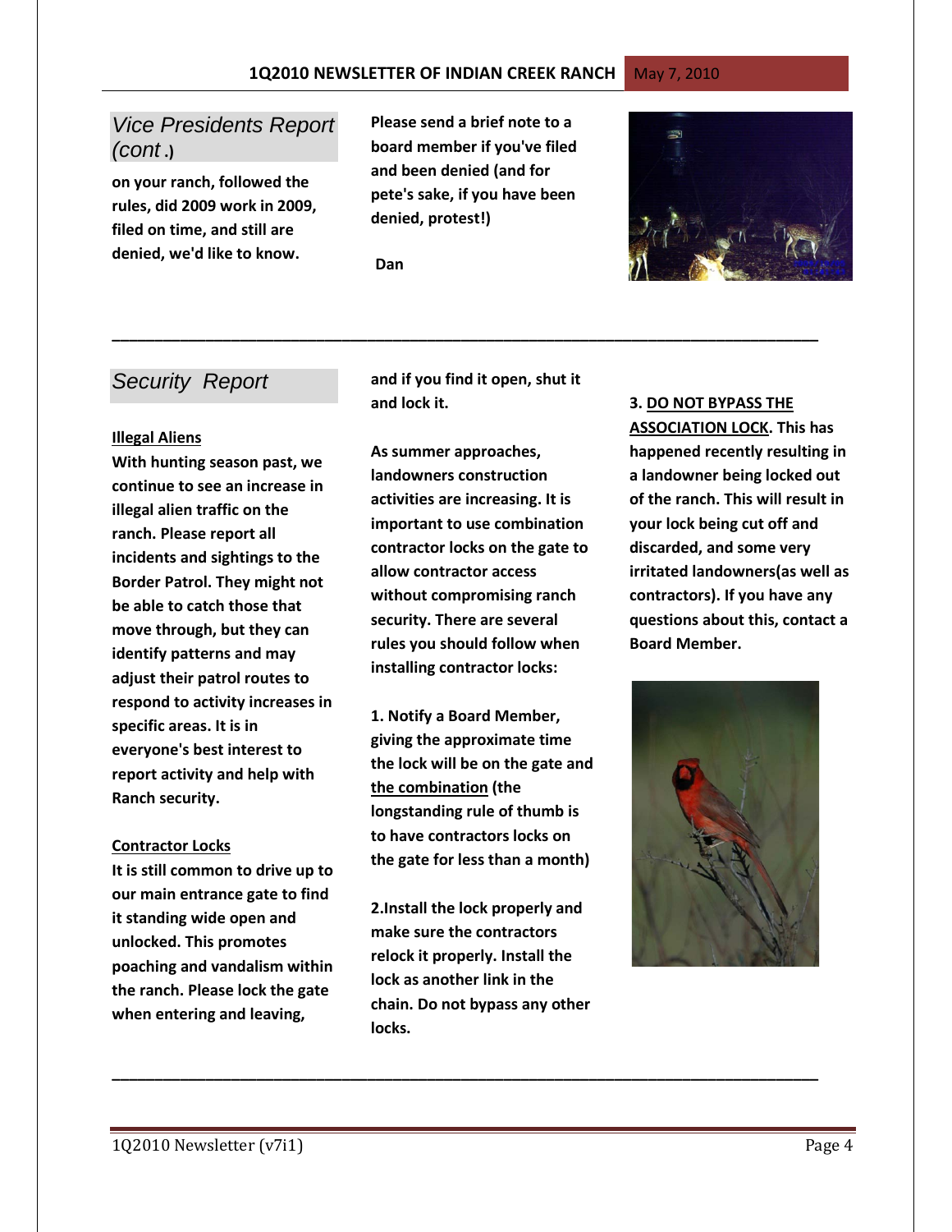## *Vice Presidents Report (cont.)*

**on your ranch, followed the rules, did 2009 work in 2009, filed on time, and still are denied, we'd like to know.**

**Please send a brief note to a board member if you've filed and been denied (and for pete's sake, if you have been denied, protest!)**

**Dan**

---

## *Security Report*

**Illegal Aliens**

**With hunting season past, we continue to see an increase in illegal alien traffic on the ranch. Please report all incidents and sightings to the Border Patrol. They might not be able to catch those that move through, but they can identify patterns and may adjust their patrol routes to respond to activity increases in specific areas. It is in everyone's best interest to report activity and help with Ranch security.**

**Contractor Locks**

**It is still common to drive up to our main entrance gate to find it standing wide open and unlocked. This promotes poaching and vandalism within the ranch. Please lock the gate when entering and leaving, and if you find it open, shut it and lock it.**

**As summer approaches, landowners construction activities are increasing. It is important to use combination contractor locks on the gate to allow contractor access without compromising ranch security. There are several rules you should follow when installing contractor locks:**

**1. Notify a Board Member, giving the approximate time the lock will be on the gate and the combination (the longstanding rule of thumb is to have contractors locks on the gate for less than a month)**

**2.Install the lock properly and make sure the contractors relock it properly. Install the lock as another link in the chain. Do not bypass any other locks.**

**3. DO NOT BYPASS THE ASSOCIATION LOCK. This has happened recently resulting in a landowner being locked out of the ranch. This will result in your lock being cut off and discarded, and some very irritated landowners(as well as contractors). If you have any questions about this, contact a Board Member.**

---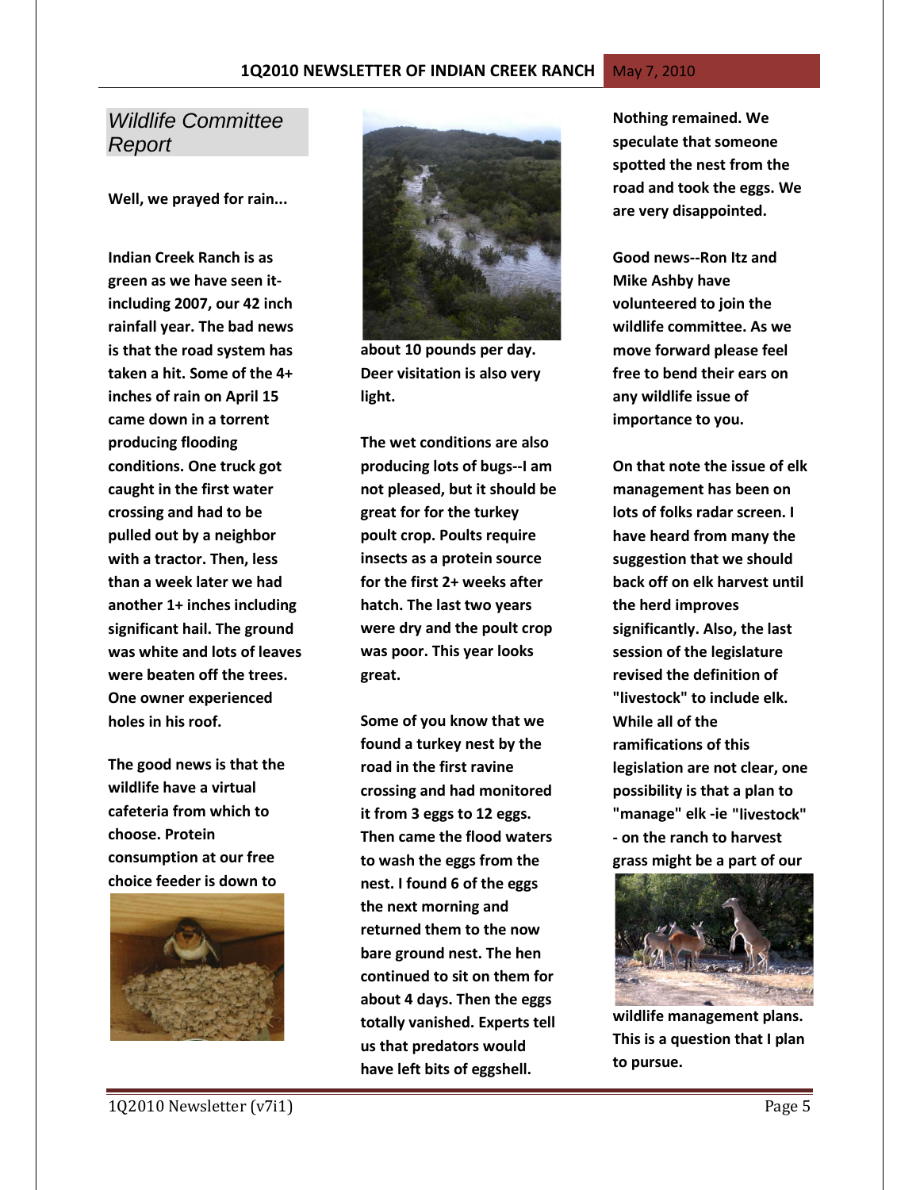## Wildlife Committee Report

**Well, we prayed for rain...**

**Indian Creek Ranch is as green as we have seen it-including 2007, our 42 inch rainfall year. The bad news is that the road system has taken a hit. Some of the 4+ inches of rain on April 15 came down in a torrent producing flooding conditions. One truck got caught in the first water crossing and had to be pulled out by a neighbor with a tractor. Then, less than a week later we had another 1+ inches including significant hail. The ground was white and lots of leaves were beaten off the trees. One owner experienced holes in his roof.**

**The good news is that the wildlife have a virtual cafeteria from which to choose. Protein consumption at our free choice feeder is down to about 10 pounds per day. Deer visitation is also very light.**

**The wet conditions are also producing lots of bugs--I am not pleased, but it should be great for for the turkey poult crop. Poults require insects as a protein source for the first 2+ weeks after hatch. The last two years were dry and the poult crop was poor. This year looks great.**

**Some of you know that we found a turkey nest by the road in the first ravine crossing and had monitored it from 3 eggs to 12 eggs. Then came the flood waters to wash the eggs from the nest. I found 6 of the eggs the next morning and returned them to the now bare ground nest. The hen continued to sit on them for about 4 days. Then the eggs totally vanished. Experts tell us that predators would have left bits of eggshell. Nothing remained. We speculate that someone spotted the nest from the road and took the eggs. We are very disappointed.**

**Good news--Ron Itz and Mike Ashby have volunteered to join the wildlife committee. As we move forward please feel free to bend their ears on any wildlife issue of importance to you.**

**On that note the issue of elk management has been on lots of folks radar screen. I have heard from many the suggestion that we should back off on elk harvest until the herd improves significantly. Also, the last session of the legislature revised the definition of "livestock" to include elk. While all of the ramifications of this legislation are not clear, one possibility is that a plan to "manage" elk -ie "livestock" - on the ranch to harvest grass might be a part of our wildlife management plans. This is a question that I plan to pursue.**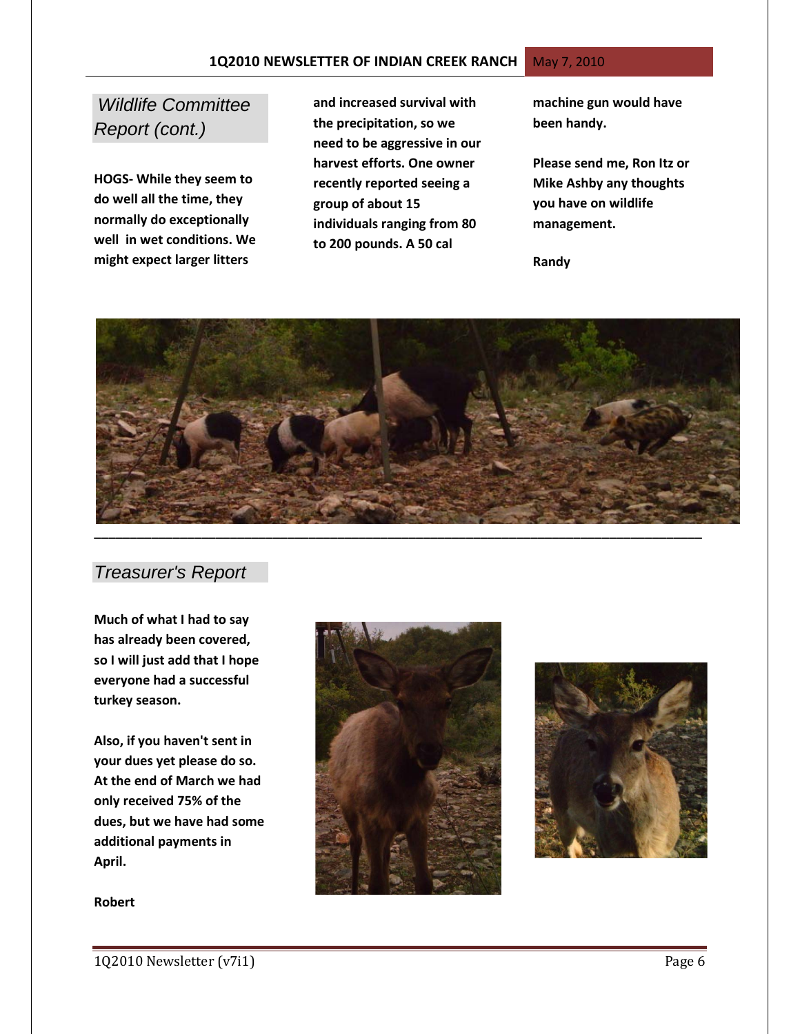## *Wildlife Committee Report (cont.)*

**HOGS- While they seem to do well all the time, they normally do exceptionally well in wet conditions. We might expect larger litters and increased survival with the precipitation, so we need to be aggressive in our harvest efforts. One owner recently reported seeing a group of about 15 individuals ranging from 80 to 200 pounds. A 50 cal machine gun would have been handy.**

**Please send me, Ron Itz or Mike Ashby any thoughts you have on wildlife management.**

**Randy**

---

## *Treasurer's Report*

**Much of what I had to say has already been covered, so I will just add that I hope everyone had a successful turkey season.**

**Also, if you haven't sent in your dues yet please do so. At the end of March we had only received 75% of the dues, but we have had some additional payments in April.**

**Robert**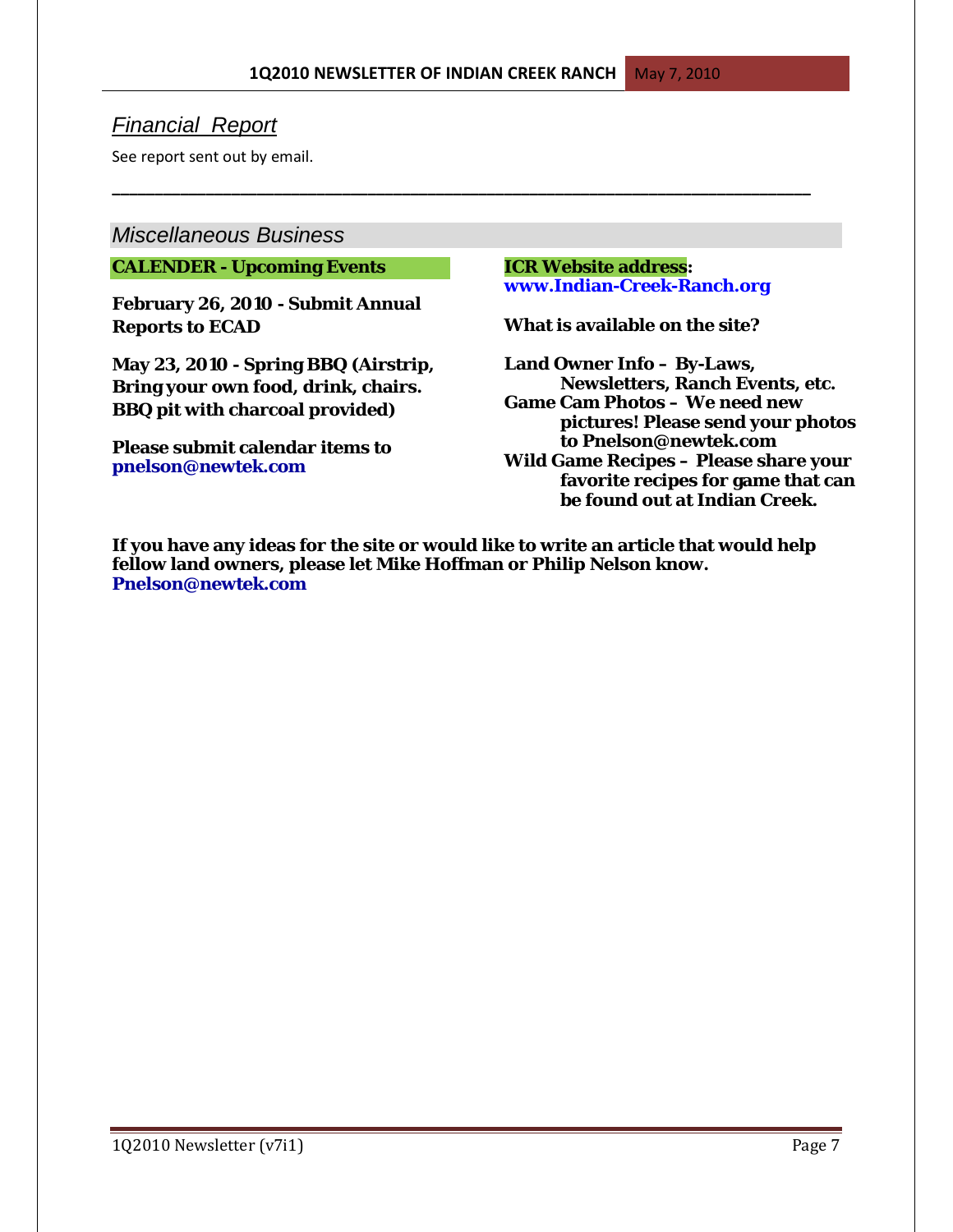## *Financial Report*

See report sent out by email.

---

## *Miscellaneous Business*

**CALENDER - Upcoming Events**

**February 26, 2010 - Submit Annual Reports to ECAD**

**May 23, 2010 - Spring BBQ (Airstrip, Bring your own food, drink, chairs. BBQ pit with charcoal provided)**

**Please submit calendar items to pnelson@newtek.com**

**ICR Website address: www.Indian-Creek-Ranch.org**

**What is available on the site?**

**Land Owner Info – By-Laws, Newsletters, Ranch Events, etc.**
**Game Cam Photos – We need new pictures! Please send your photos to Pnelson@newtek.com**
**Wild Game Recipes – Please share your favorite recipes for game that can be found out at Indian Creek.**

**If you have any ideas for the site or would like to write an article that would help fellow land owners, please let Mike Hoffman or Philip Nelson know. Pnelson@newtek.com**